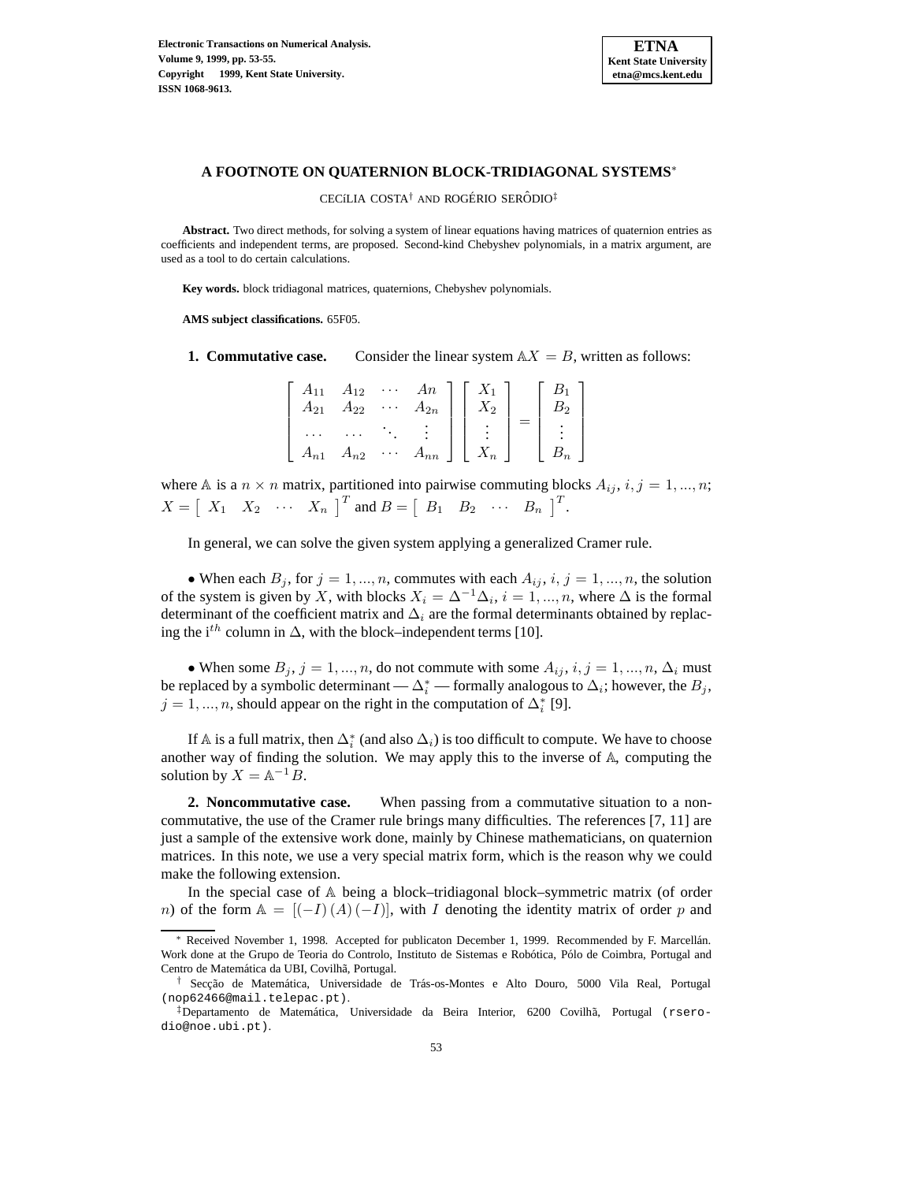# A FOOTNOTE ON QUATERNION BLOCK-TRIDIAGONAL SYSTEMS[*]

CECíLIA COSTA[†] AND ROGÉRIO SERÔDIO[‡]

**Abstract.** Two direct methods, for solving a system of linear equations having matrices of quaternion entries as coefficients and independent terms, are proposed. Second-kind Chebyshev polynomials, in a matrix argument, are used as a tool to do certain calculations.

**Key words.** block tridiagonal matrices, quaternions, Chebyshev polynomials.

**AMS subject classifications.** 65F05.

**1. Commutative case.** Consider the linear system $\mathbb{A}X = B$, written as follows:

$$\begin{bmatrix} A_{11} & A_{12} & \cdots & An \\ A_{21} & A_{22} & \cdots & A_{2n} \\ \ldots & \ldots & \ddots & \vdots \\ A_{n1} & A_{n2} & \cdots & A_{nn} \end{bmatrix} \begin{bmatrix} X_1 \\ X_2 \\ \vdots \\ X_n \end{bmatrix} = \begin{bmatrix} B_1 \\ B_2 \\ \vdots \\ B_n \end{bmatrix}$$

where $\mathbb{A}$ is a $n \times n$ matrix, partitioned into pairwise commuting blocks $A_{ij}$, $i, j = 1, ..., n$; $X = \begin{bmatrix} X_1 & X_2 & \cdots & X_n \end{bmatrix}^T$ and $B = \begin{bmatrix} B_1 & B_2 & \cdots & B_n \end{bmatrix}^T$.

In general, we can solve the given system applying a generalized Cramer rule.

- When each $B_j$, for $j = 1, ..., n$, commutes with each $A_{ij}$, $i, j = 1, ..., n$, the solution of the system is given by $X$, with blocks $X_i = \Delta^{-1}\Delta_i$, $i = 1, ..., n$, where $\Delta$ is the formal determinant of the coefficient matrix and $\Delta_i$ are the formal determinants obtained by replacing the i$^{th}$ column in $\Delta$, with the block–independent terms [10].

- When some $B_j$, $j = 1, ..., n$, do not commute with some $A_{ij}$, $i, j = 1, ..., n$, $\Delta_i$ must be replaced by a symbolic determinant — $\Delta_i^*$ — formally analogous to $\Delta_i$; however, the $B_j$, $j = 1, ..., n$, should appear on the right in the computation of $\Delta_i^*$ [9].

If $\mathbb{A}$ is a full matrix, then $\Delta_i^*$ (and also $\Delta_i$) is too difficult to compute. We have to choose another way of finding the solution. We may apply this to the inverse of $\mathbb{A}$, computing the solution by $X = \mathbb{A}^{-1}B$.

**2. Noncommutative case.** When passing from a commutative situation to a noncommutative, the use of the Cramer rule brings many difficulties. The references [7, 11] are just a sample of the extensive work done, mainly by Chinese mathematicians, on quaternion matrices. In this note, we use a very special matrix form, which is the reason why we could make the following extension.

In the special case of $\mathbb{A}$ being a block–tridiagonal block–symmetric matrix (of order $n$) of the form $\mathbb{A} = [(-I)\,(A)\,(-I)]$, with $I$ denoting the identity matrix of order $p$ and

---

[*] Received November 1, 1998. Accepted for publicaton December 1, 1999. Recommended by F. Marcellán. Work done at the Grupo de Teoria do Controlo, Instituto de Sistemas e Robótica, Pólo de Coimbra, Portugal and Centro de Matemática da UBI, Covilhã, Portugal.

[†] Secção de Matemática, Universidade de Trás-os-Montes e Alto Douro, 5000 Vila Real, Portugal (nop62466@mail.telepac.pt).

[‡] Departamento de Matemática, Universidade da Beira Interior, 6200 Covilhã, Portugal (rserodio@noe.ubi.pt).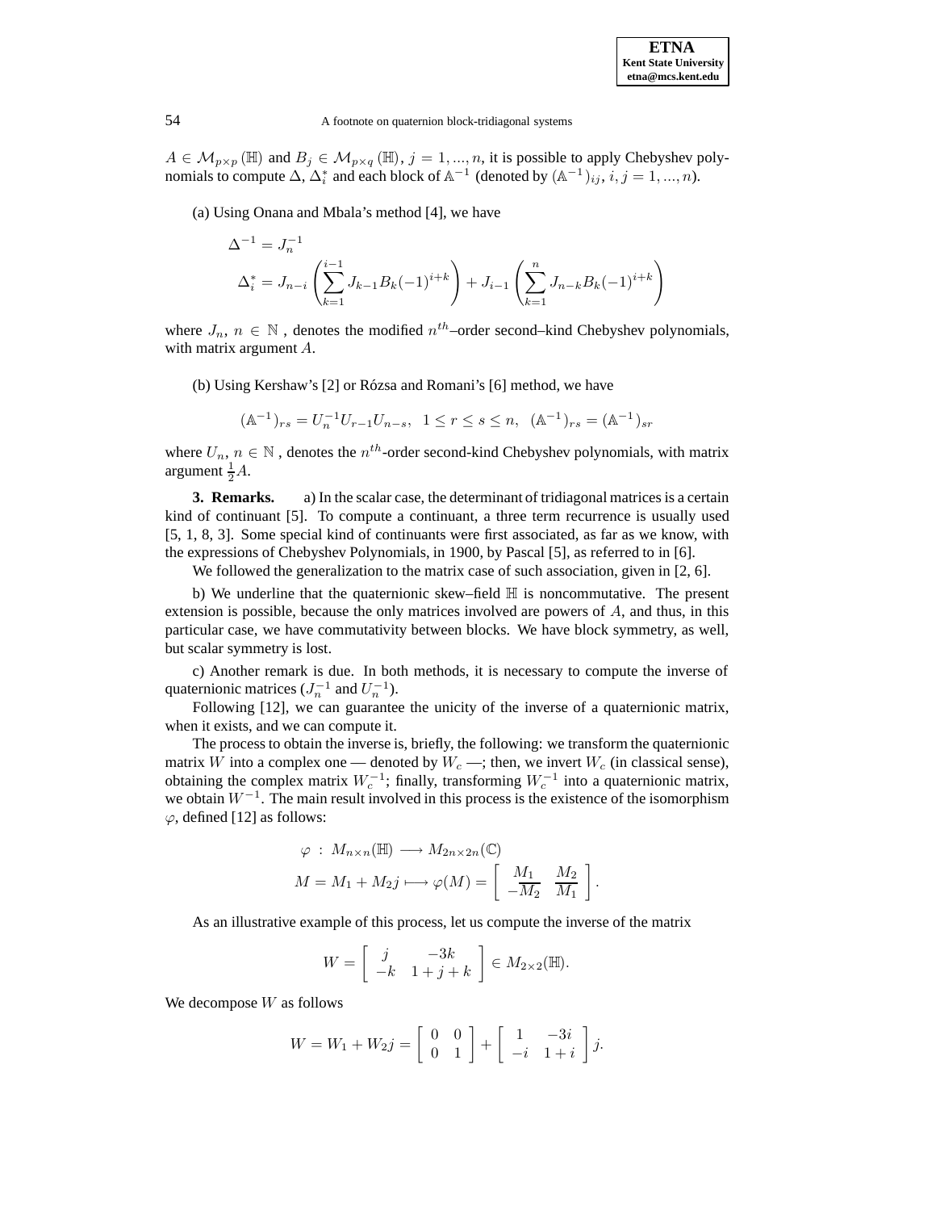$A \in \mathcal{M}_{p\times p}(\mathbb{H})$ and $B_j \in \mathcal{M}_{p\times q}(\mathbb{H})$, $j = 1, ..., n$, it is possible to apply Chebyshev polynomials to compute $\Delta$, $\Delta_i^*$ and each block of $\mathbb{A}^{-1}$ (denoted by $(\mathbb{A}^{-1})_{ij}$, $i, j = 1, ..., n$).

(a) Using Onana and Mbala's method [4], we have

$$\Delta^{-1} = J_n^{-1}$$

$$\Delta_i^* = J_{n-i}\left(\sum_{k=1}^{i-1} J_{k-1}B_k(-1)^{i+k}\right) + J_{i-1}\left(\sum_{k=1}^{n} J_{n-k}B_k(-1)^{i+k}\right)$$

where $J_n$, $n \in \mathbb{N}$ , denotes the modified $n^{th}$–order second–kind Chebyshev polynomials, with matrix argument $A$.

(b) Using Kershaw's [2] or Rózsa and Romani's [6] method, we have

$$(\mathbb{A}^{-1})_{rs} = U_n^{-1}U_{r-1}U_{n-s}, \;\; 1 \leq r \leq s \leq n, \;\; (\mathbb{A}^{-1})_{rs} = (\mathbb{A}^{-1})_{sr}$$

where $U_n$, $n \in \mathbb{N}$ , denotes the $n^{th}$-order second-kind Chebyshev polynomials, with matrix argument $\frac{1}{2}A$.

**3. Remarks.** a) In the scalar case, the determinant of tridiagonal matrices is a certain kind of continuant [5]. To compute a continuant, a three term recurrence is usually used [5, 1, 8, 3]. Some special kind of continuants were first associated, as far as we know, with the expressions of Chebyshev Polynomials, in 1900, by Pascal [5], as referred to in [6].

We followed the generalization to the matrix case of such association, given in [2, 6].

b) We underline that the quaternionic skew–field $\mathbb{H}$ is noncommutative. The present extension is possible, because the only matrices involved are powers of $A$, and thus, in this particular case, we have commutativity between blocks. We have block symmetry, as well, but scalar symmetry is lost.

c) Another remark is due. In both methods, it is necessary to compute the inverse of quaternionic matrices ($J_n^{-1}$ and $U_n^{-1}$).

Following [12], we can guarantee the unicity of the inverse of a quaternionic matrix, when it exists, and we can compute it.

The process to obtain the inverse is, briefly, the following: we transform the quaternionic matrix $W$ into a complex one — denoted by $W_c$ —; then, we invert $W_c$ (in classical sense), obtaining the complex matrix $W_c^{-1}$; finally, transforming $W_c^{-1}$ into a quaternionic matrix, we obtain $W^{-1}$. The main result involved in this process is the existence of the isomorphism $\varphi$, defined [12] as follows:

$$\varphi \; : \; M_{n\times n}(\mathbb{H}) \longrightarrow M_{2n\times 2n}(\mathbb{C})$$

$$M = M_1 + M_2 j \longmapsto \varphi(M) = \begin{bmatrix} M_1 & M_2 \\ -\overline{M_2} & \overline{M_1} \end{bmatrix}.$$

As an illustrative example of this process, let us compute the inverse of the matrix

$$W = \begin{bmatrix} j & -3k \\ -k & 1+j+k \end{bmatrix} \in M_{2\times 2}(\mathbb{H}).$$

We decompose $W$ as follows

$$W = W_1 + W_2 j = \begin{bmatrix} 0 & 0 \\ 0 & 1 \end{bmatrix} + \begin{bmatrix} 1 & -3i \\ -i & 1+i \end{bmatrix} j.$$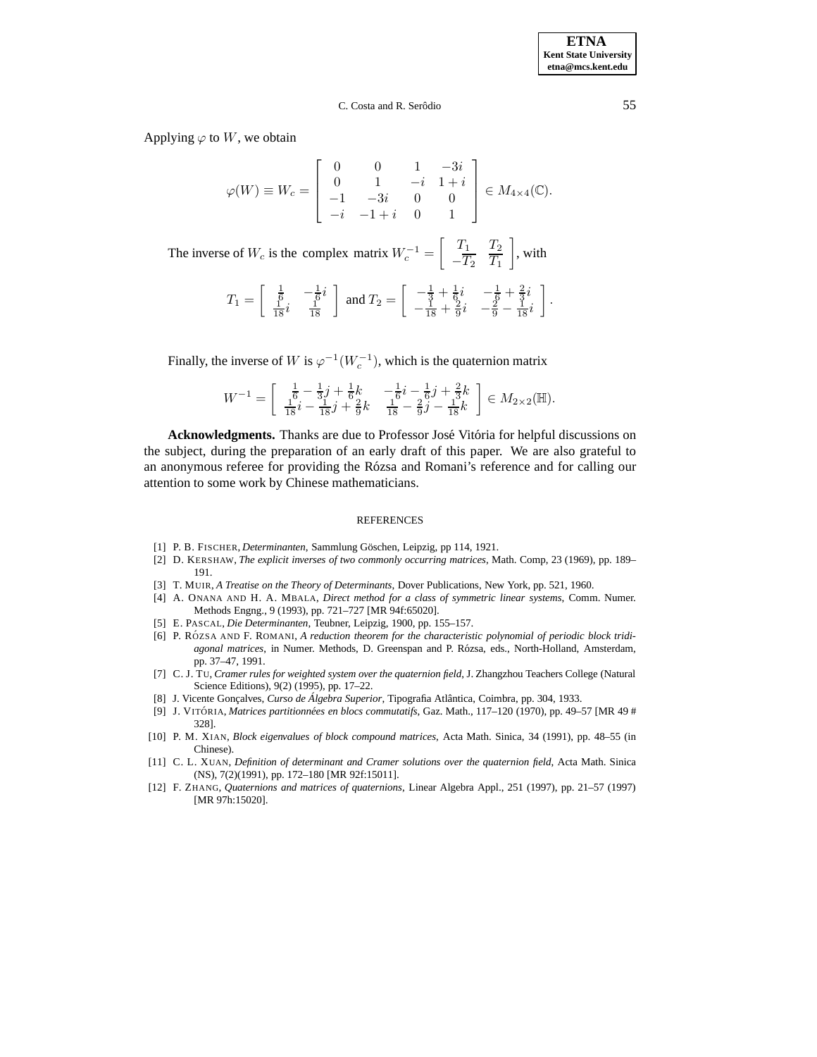Applying $\varphi$ to $W$, we obtain

$$\varphi(W) \equiv W_c = \begin{bmatrix} 0 & 0 & 1 & -3i \\ 0 & 1 & -i & 1+i \\ -1 & -3i & 0 & 0 \\ -i & -1+i & 0 & 1 \end{bmatrix} \in M_{4\times 4}(\mathbb{C}).$$

The inverse of $W_c$ is the complex matrix $W_c^{-1} = \begin{bmatrix} T_1 & T_2 \\ -\overline{T_2} & \overline{T_1} \end{bmatrix}$, with

$$T_1 = \begin{bmatrix} \frac{1}{6} & -\frac{1}{6}i \\ \frac{1}{18}i & \frac{1}{18} \end{bmatrix} \text{ and } T_2 = \begin{bmatrix} -\frac{1}{3}+\frac{1}{6}i & -\frac{1}{6}+\frac{2}{3}i \\ -\frac{1}{18}+\frac{2}{9}i & -\frac{2}{9}-\frac{1}{18}i \end{bmatrix}.$$

Finally, the inverse of $W$ is $\varphi^{-1}(W_c^{-1})$, which is the quaternion matrix

$$W^{-1} = \begin{bmatrix} \frac{1}{6}-\frac{1}{3}j+\frac{1}{6}k & -\frac{1}{6}i-\frac{1}{6}j+\frac{2}{3}k \\ \frac{1}{18}i-\frac{1}{18}j+\frac{2}{9}k & \frac{1}{18}-\frac{2}{9}j-\frac{1}{18}k \end{bmatrix} \in M_{2\times 2}(\mathbb{H}).$$

**Acknowledgments.** Thanks are due to Professor José Vitória for helpful discussions on the subject, during the preparation of an early draft of this paper. We are also grateful to an anonymous referee for providing the Rózsa and Romani's reference and for calling our attention to some work by Chinese mathematicians.

## REFERENCES

[1] P. B. FISCHER, *Determinanten*, Sammlung Göschen, Leipzig, pp 114, 1921.

[2] D. KERSHAW, *The explicit inverses of two commonly occurring matrices*, Math. Comp, 23 (1969), pp. 189–191.

[3] T. MUIR, *A Treatise on the Theory of Determinants*, Dover Publications, New York, pp. 521, 1960.

[4] A. ONANA AND H. A. MBALA, *Direct method for a class of symmetric linear systems*, Comm. Numer. Methods Engng., 9 (1993), pp. 721–727 [MR 94f:65020].

[5] E. PASCAL, *Die Determinanten*, Teubner, Leipzig, 1900, pp. 155–157.

[6] P. RÓZSA AND F. ROMANI, *A reduction theorem for the characteristic polynomial of periodic block tridiagonal matrices*, in Numer. Methods, D. Greenspan and P. Rózsa, eds., North-Holland, Amsterdam, pp. 37–47, 1991.

[7] C. J. TU, *Cramer rules for weighted system over the quaternion field*, J. Zhangzhou Teachers College (Natural Science Editions), 9(2) (1995), pp. 17–22.

[8] J. Vicente Gonçalves, *Curso de Álgebra Superior*, Tipografia Atlântica, Coimbra, pp. 304, 1933.

[9] J. VITÓRIA, *Matrices partitionnées en blocs commutatifs*, Gaz. Math., 117–120 (1970), pp. 49–57 [MR 49 # 328].

[10] P. M. XIAN, *Block eigenvalues of block compound matrices*, Acta Math. Sinica, 34 (1991), pp. 48–55 (in Chinese).

[11] C. L. XUAN, *Definition of determinant and Cramer solutions over the quaternion field*, Acta Math. Sinica (NS), 7(2)(1991), pp. 172–180 [MR 92f:15011].

[12] F. ZHANG, *Quaternions and matrices of quaternions*, Linear Algebra Appl., 251 (1997), pp. 21–57 (1997) [MR 97h:15020].